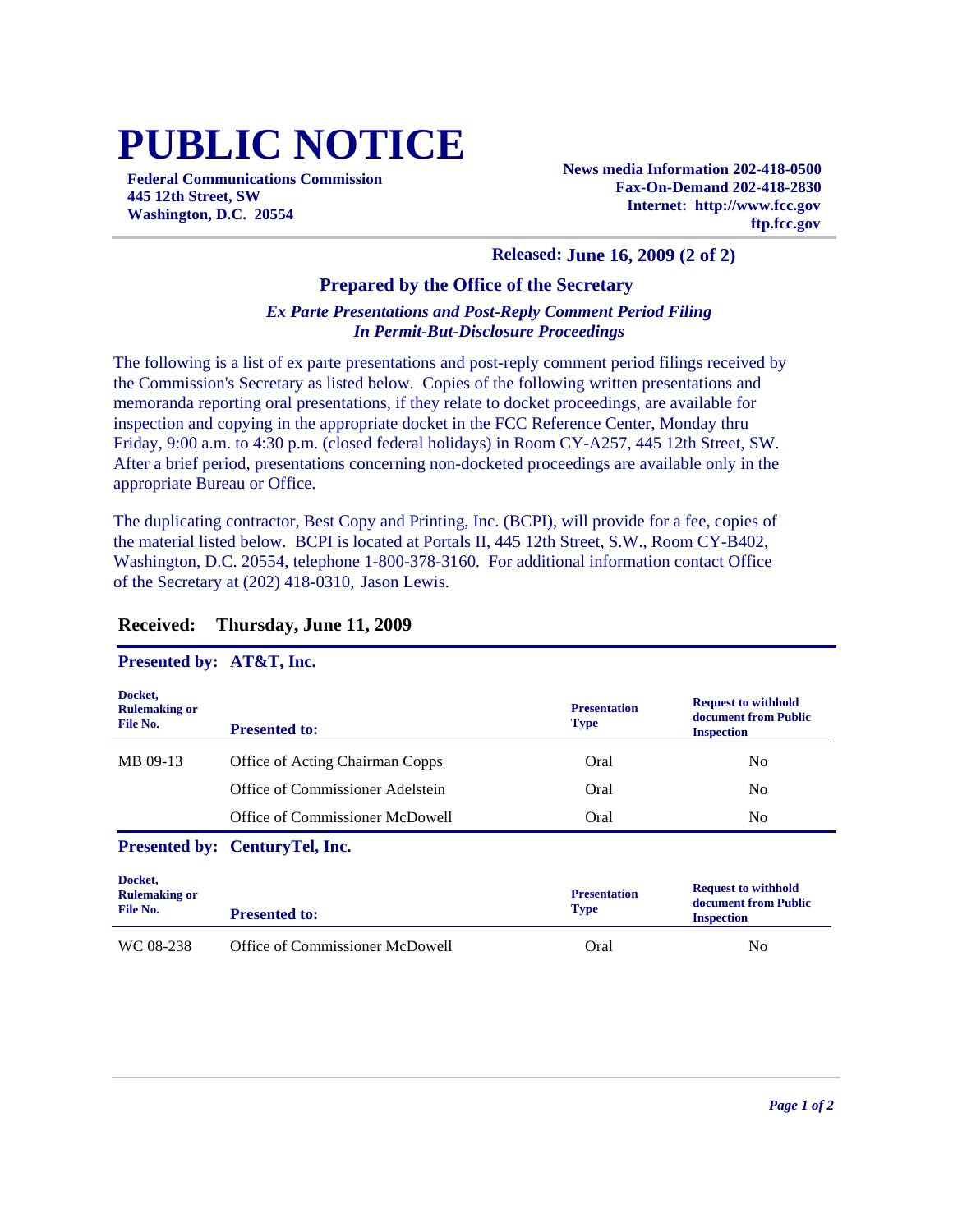# PUBLIC NOTICE

**Federal Communications Commission**
**445 12th Street, SW**
**Washington, D.C. 20554**

**News media Information 202-418-0500**
**Fax-On-Demand 202-418-2830**
**Internet: http://www.fcc.gov**
**ftp.fcc.gov**

**Released: June 16, 2009 (2 of 2)**

## Prepared by the Office of the Secretary

***Ex Parte Presentations and Post-Reply Comment Period Filing In Permit-But-Disclosure Proceedings***

The following is a list of ex parte presentations and post-reply comment period filings received by the Commission's Secretary as listed below. Copies of the following written presentations and memoranda reporting oral presentations, if they relate to docket proceedings, are available for inspection and copying in the appropriate docket in the FCC Reference Center, Monday thru Friday, 9:00 a.m. to 4:30 p.m. (closed federal holidays) in Room CY-A257, 445 12th Street, SW. After a brief period, presentations concerning non-docketed proceedings are available only in the appropriate Bureau or Office.

The duplicating contractor, Best Copy and Printing, Inc. (BCPI), will provide for a fee, copies of the material listed below. BCPI is located at Portals II, 445 12th Street, S.W., Room CY-B402, Washington, D.C. 20554, telephone 1-800-378-3160. For additional information contact Office of the Secretary at (202) 418-0310, Jason Lewis.

### Received: Thursday, June 11, 2009

**Presented by: AT&T, Inc.**

| Docket, Rulemaking or File No. | Presented to: | Presentation Type | Request to withhold document from Public Inspection |
|---|---|---|---|
| MB 09-13 | Office of Acting Chairman Copps | Oral | No |
| | Office of Commissioner Adelstein | Oral | No |
| | Office of Commissioner McDowell | Oral | No |

**Presented by: CenturyTel, Inc.**

| Docket, Rulemaking or File No. | Presented to: | Presentation Type | Request to withhold document from Public Inspection |
|---|---|---|---|
| WC 08-238 | Office of Commissioner McDowell | Oral | No |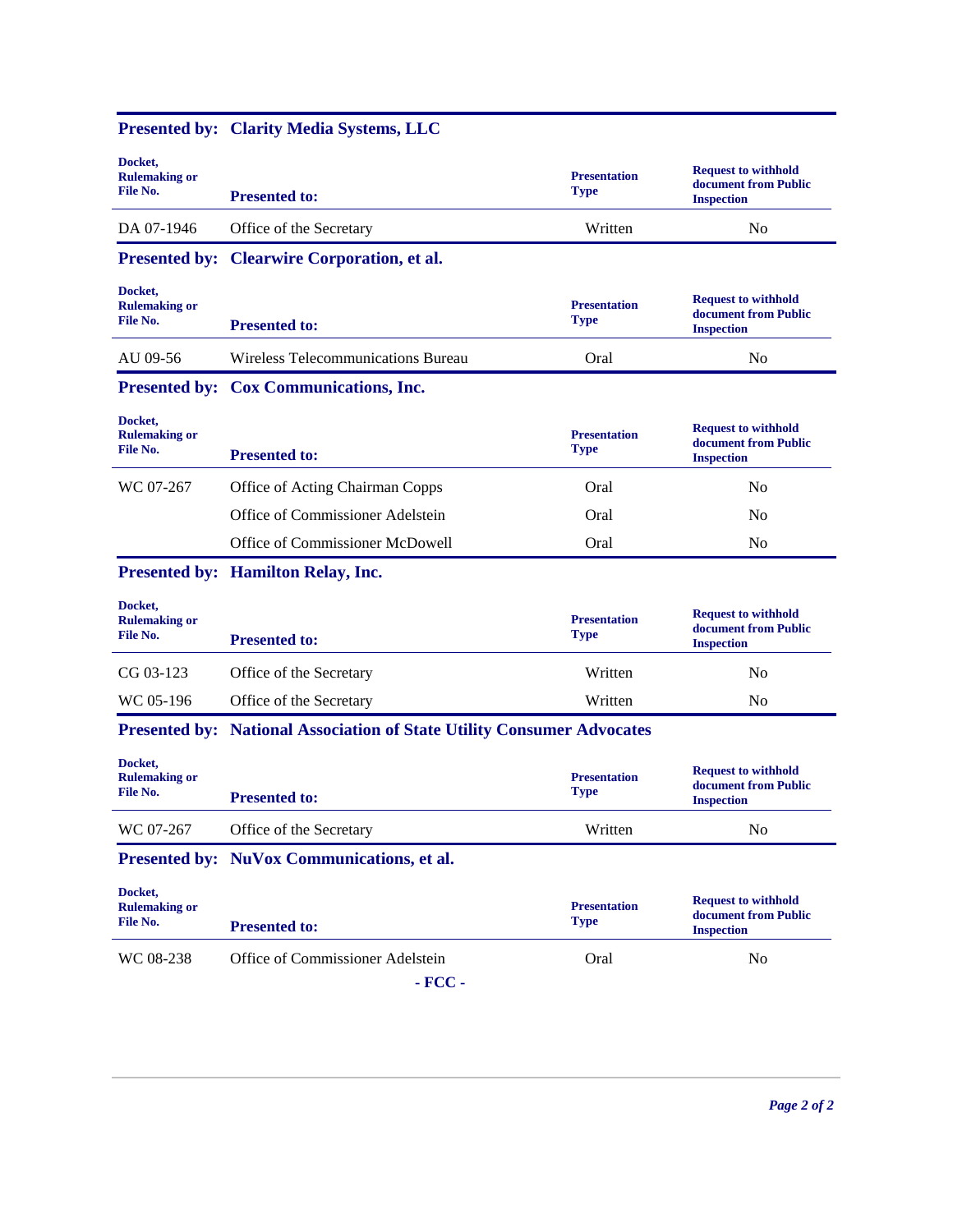## Presented by: Clarity Media Systems, LLC

| Docket, Rulemaking or File No. | Presented to: | Presentation Type | Request to withhold document from Public Inspection |
|---|---|---|---|
| DA 07-1946 | Office of the Secretary | Written | No |

## Presented by: Clearwire Corporation, et al.

| Docket, Rulemaking or File No. | Presented to: | Presentation Type | Request to withhold document from Public Inspection |
|---|---|---|---|
| AU 09-56 | Wireless Telecommunications Bureau | Oral | No |

## Presented by: Cox Communications, Inc.

| Docket, Rulemaking or File No. | Presented to: | Presentation Type | Request to withhold document from Public Inspection |
|---|---|---|---|
| WC 07-267 | Office of Acting Chairman Copps | Oral | No |
| | Office of Commissioner Adelstein | Oral | No |
| | Office of Commissioner McDowell | Oral | No |

## Presented by: Hamilton Relay, Inc.

| Docket, Rulemaking or File No. | Presented to: | Presentation Type | Request to withhold document from Public Inspection |
|---|---|---|---|
| CG 03-123 | Office of the Secretary | Written | No |
| WC 05-196 | Office of the Secretary | Written | No |

## Presented by: National Association of State Utility Consumer Advocates

| Docket, Rulemaking or File No. | Presented to: | Presentation Type | Request to withhold document from Public Inspection |
|---|---|---|---|
| WC 07-267 | Office of the Secretary | Written | No |

## Presented by: NuVox Communications, et al.

| Docket, Rulemaking or File No. | Presented to: | Presentation Type | Request to withhold document from Public Inspection |
|---|---|---|---|
| WC 08-238 | Office of Commissioner Adelstein | Oral | No |

**- FCC -**